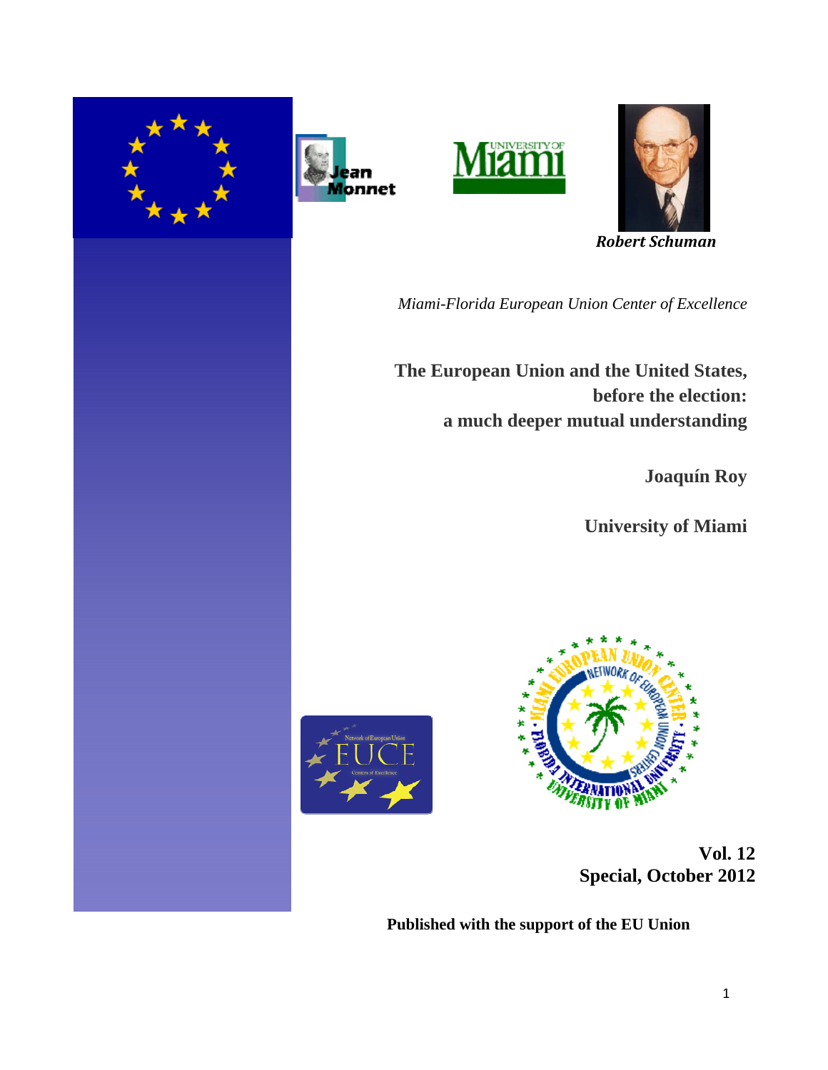*Robert Schuman*

*Miami-Florida European Union Center of Excellence*

# The European Union and the United States, before the election: a much deeper mutual understanding

**Joaquín Roy**

**University of Miami**

**Vol. 12**
**Special, October 2012**

**Published with the support of the EU Union**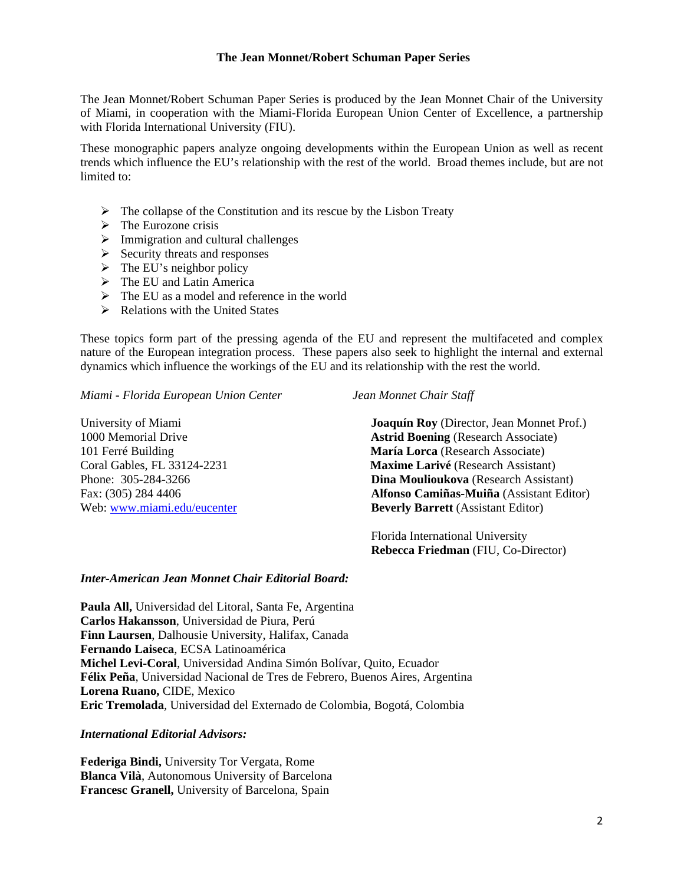## The Jean Monnet/Robert Schuman Paper Series

The Jean Monnet/Robert Schuman Paper Series is produced by the Jean Monnet Chair of the University of Miami, in cooperation with the Miami-Florida European Union Center of Excellence, a partnership with Florida International University (FIU).

These monographic papers analyze ongoing developments within the European Union as well as recent trends which influence the EU's relationship with the rest of the world. Broad themes include, but are not limited to:

- The collapse of the Constitution and its rescue by the Lisbon Treaty
- The Eurozone crisis
- Immigration and cultural challenges
- Security threats and responses
- The EU's neighbor policy
- The EU and Latin America
- The EU as a model and reference in the world
- Relations with the United States

These topics form part of the pressing agenda of the EU and represent the multifaceted and complex nature of the European integration process. These papers also seek to highlight the internal and external dynamics which influence the workings of the EU and its relationship with the rest the world.

*Miami - Florida European Union Center*

University of Miami
1000 Memorial Drive
101 Ferré Building
Coral Gables, FL 33124-2231
Phone: 305-284-3266
Fax: (305) 284 4406
Web: www.miami.edu/eucenter

*Jean Monnet Chair Staff*

**Joaquín Roy** (Director, Jean Monnet Prof.)
**Astrid Boening** (Research Associate)
**María Lorca** (Research Associate)
**Maxime Larivé** (Research Assistant)
**Dina Moulioukova** (Research Assistant)
**Alfonso Camiñas-Muiña** (Assistant Editor)
**Beverly Barrett** (Assistant Editor)

Florida International University
**Rebecca Friedman** (FIU, Co-Director)

***Inter-American Jean Monnet Chair Editorial Board:***

**Paula All,** Universidad del Litoral, Santa Fe, Argentina
**Carlos Hakansson**, Universidad de Piura, Perú
**Finn Laursen**, Dalhousie University, Halifax, Canada
**Fernando Laiseca**, ECSA Latinoamérica
**Michel Levi-Coral**, Universidad Andina Simón Bolívar, Quito, Ecuador
**Félix Peña**, Universidad Nacional de Tres de Febrero, Buenos Aires, Argentina
**Lorena Ruano,** CIDE, Mexico
**Eric Tremolada**, Universidad del Externado de Colombia, Bogotá, Colombia

***International Editorial Advisors:***

**Federiga Bindi,** University Tor Vergata, Rome
**Blanca Vilà**, Autonomous University of Barcelona
**Francesc Granell,** University of Barcelona, Spain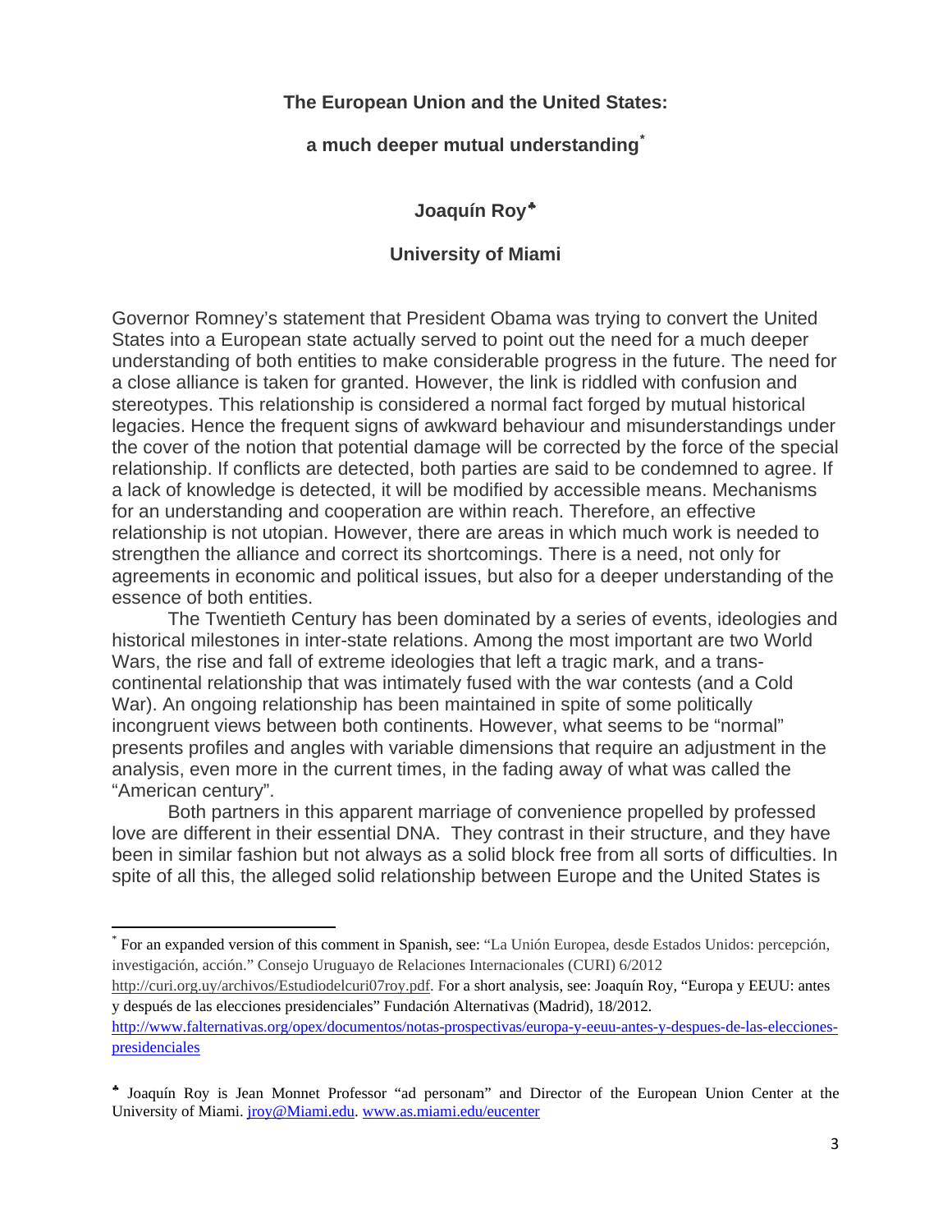**The European Union and the United States:**

**a much deeper mutual understanding**[*]

**Joaquín Roy**[♣]

**University of Miami**

Governor Romney's statement that President Obama was trying to convert the United States into a European state actually served to point out the need for a much deeper understanding of both entities to make considerable progress in the future. The need for a close alliance is taken for granted. However, the link is riddled with confusion and stereotypes. This relationship is considered a normal fact forged by mutual historical legacies. Hence the frequent signs of awkward behaviour and misunderstandings under the cover of the notion that potential damage will be corrected by the force of the special relationship. If conflicts are detected, both parties are said to be condemned to agree. If a lack of knowledge is detected, it will be modified by accessible means. Mechanisms for an understanding and cooperation are within reach. Therefore, an effective relationship is not utopian. However, there are areas in which much work is needed to strengthen the alliance and correct its shortcomings. There is a need, not only for agreements in economic and political issues, but also for a deeper understanding of the essence of both entities.

The Twentieth Century has been dominated by a series of events, ideologies and historical milestones in inter-state relations. Among the most important are two World Wars, the rise and fall of extreme ideologies that left a tragic mark, and a trans-continental relationship that was intimately fused with the war contests (and a Cold War). An ongoing relationship has been maintained in spite of some politically incongruent views between both continents. However, what seems to be "normal" presents profiles and angles with variable dimensions that require an adjustment in the analysis, even more in the current times, in the fading away of what was called the "American century".

Both partners in this apparent marriage of convenience propelled by professed love are different in their essential DNA. They contrast in their structure, and they have been in similar fashion but not always as a solid block free from all sorts of difficulties. In spite of all this, the alleged solid relationship between Europe and the United States is

---

[*] For an expanded version of this comment in Spanish, see: "La Unión Europea, desde Estados Unidos: percepción, investigación, acción." Consejo Uruguayo de Relaciones Internacionales (CURI) 6/2012 http://curi.org.uy/archivos/Estudiodelcuri07roy.pdf. For a short analysis, see: Joaquín Roy, "Europa y EEUU: antes y después de las elecciones presidenciales" Fundación Alternativas (Madrid), 18/2012. http://www.falternativas.org/opex/documentos/notas-prospectivas/europa-y-eeuu-antes-y-despues-de-las-elecciones-presidenciales

[♣] Joaquín Roy is Jean Monnet Professor "ad personam" and Director of the European Union Center at the University of Miami. jroy@Miami.edu. www.as.miami.edu/eucenter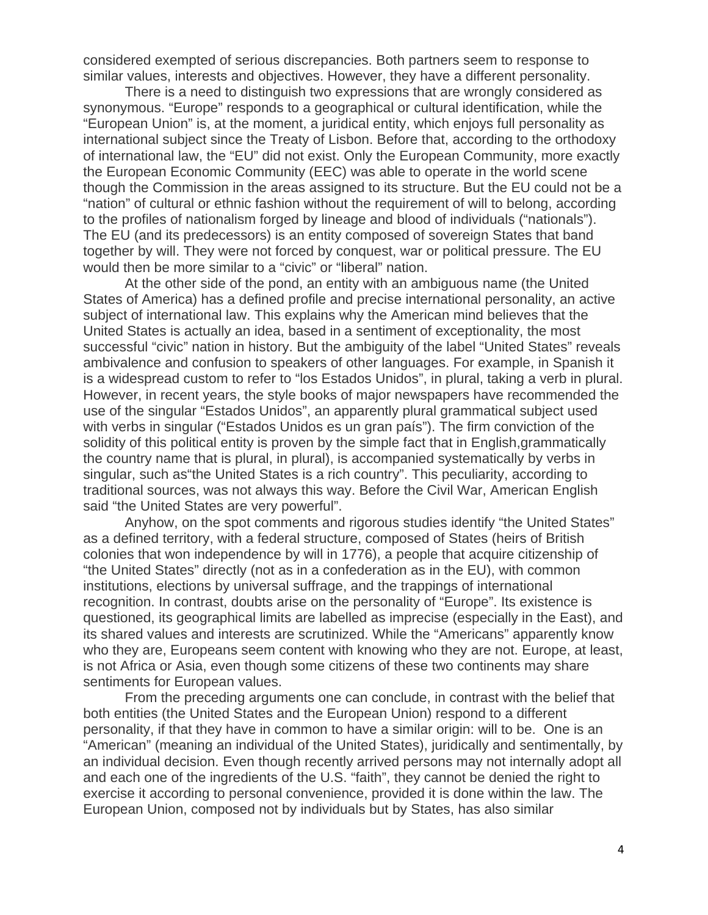considered exempted of serious discrepancies. Both partners seem to response to similar values, interests and objectives. However, they have a different personality.

There is a need to distinguish two expressions that are wrongly considered as synonymous. “Europe” responds to a geographical or cultural identification, while the “European Union” is, at the moment, a juridical entity, which enjoys full personality as international subject since the Treaty of Lisbon. Before that, according to the orthodoxy of international law, the “EU” did not exist. Only the European Community, more exactly the European Economic Community (EEC) was able to operate in the world scene though the Commission in the areas assigned to its structure. But the EU could not be a “nation” of cultural or ethnic fashion without the requirement of will to belong, according to the profiles of nationalism forged by lineage and blood of individuals (“nationals”). The EU (and its predecessors) is an entity composed of sovereign States that band together by will. They were not forced by conquest, war or political pressure. The EU would then be more similar to a “civic” or “liberal” nation.

At the other side of the pond, an entity with an ambiguous name (the United States of America) has a defined profile and precise international personality, an active subject of international law. This explains why the American mind believes that the United States is actually an idea, based in a sentiment of exceptionality, the most successful “civic” nation in history. But the ambiguity of the label “United States” reveals ambivalence and confusion to speakers of other languages. For example, in Spanish it is a widespread custom to refer to “los Estados Unidos”, in plural, taking a verb in plural. However, in recent years, the style books of major newspapers have recommended the use of the singular “Estados Unidos”, an apparently plural grammatical subject used with verbs in singular (“Estados Unidos es un gran país”). The firm conviction of the solidity of this political entity is proven by the simple fact that in English,grammatically the country name that is plural, in plural), is accompanied systematically by verbs in singular, such as“the United States is a rich country”. This peculiarity, according to traditional sources, was not always this way. Before the Civil War, American English said “the United States are very powerful”.

Anyhow, on the spot comments and rigorous studies identify “the United States” as a defined territory, with a federal structure, composed of States (heirs of British colonies that won independence by will in 1776), a people that acquire citizenship of “the United States” directly (not as in a confederation as in the EU), with common institutions, elections by universal suffrage, and the trappings of international recognition. In contrast, doubts arise on the personality of “Europe”. Its existence is questioned, its geographical limits are labelled as imprecise (especially in the East), and its shared values and interests are scrutinized. While the “Americans” apparently know who they are, Europeans seem content with knowing who they are not. Europe, at least, is not Africa or Asia, even though some citizens of these two continents may share sentiments for European values.

From the preceding arguments one can conclude, in contrast with the belief that both entities (the United States and the European Union) respond to a different personality, if that they have in common to have a similar origin: will to be. One is an “American” (meaning an individual of the United States), juridically and sentimentally, by an individual decision. Even though recently arrived persons may not internally adopt all and each one of the ingredients of the U.S. “faith”, they cannot be denied the right to exercise it according to personal convenience, provided it is done within the law. The European Union, composed not by individuals but by States, has also similar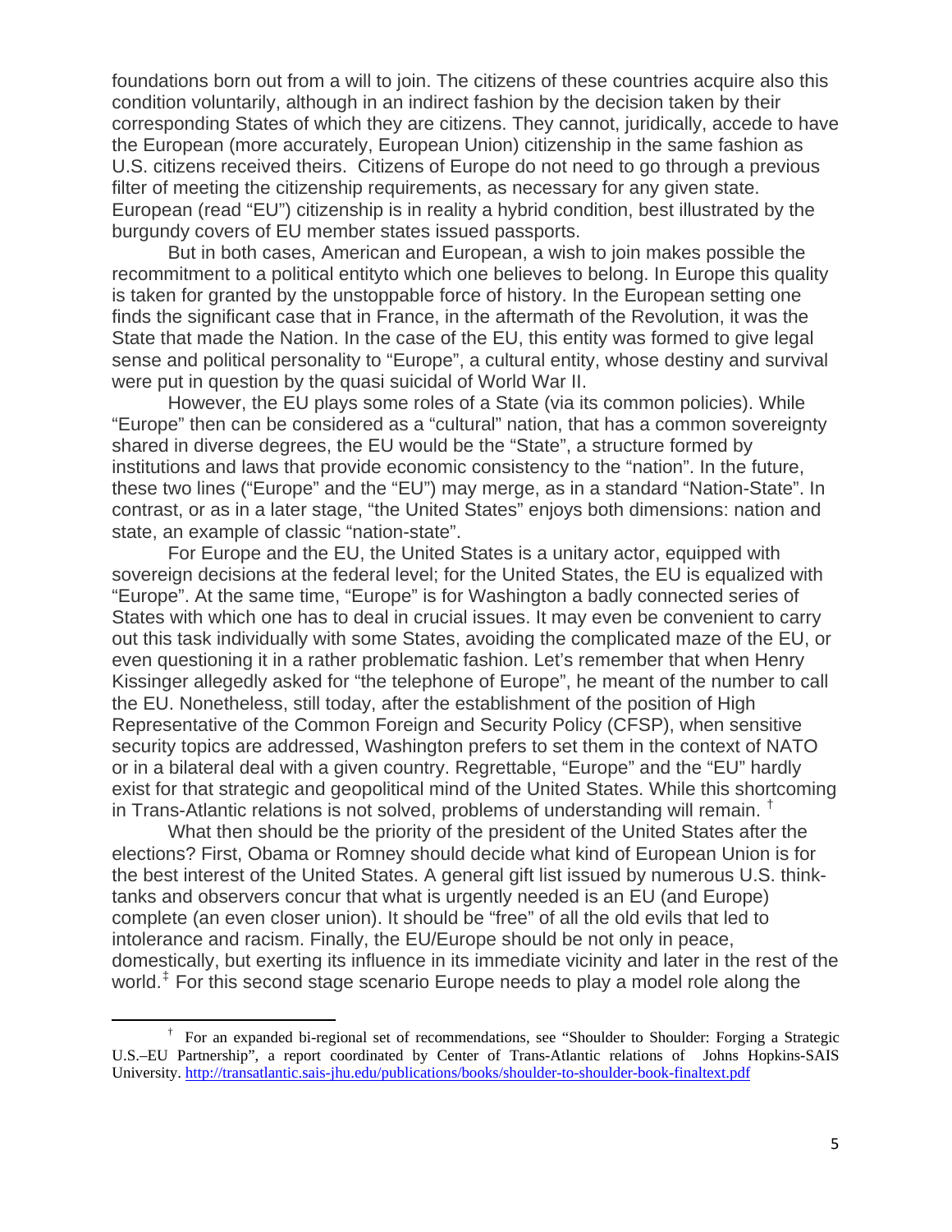foundations born out from a will to join. The citizens of these countries acquire also this condition voluntarily, although in an indirect fashion by the decision taken by their corresponding States of which they are citizens. They cannot, juridically, accede to have the European (more accurately, European Union) citizenship in the same fashion as U.S. citizens received theirs. Citizens of Europe do not need to go through a previous filter of meeting the citizenship requirements, as necessary for any given state. European (read "EU") citizenship is in reality a hybrid condition, best illustrated by the burgundy covers of EU member states issued passports.

But in both cases, American and European, a wish to join makes possible the recommitment to a political entityto which one believes to belong. In Europe this quality is taken for granted by the unstoppable force of history. In the European setting one finds the significant case that in France, in the aftermath of the Revolution, it was the State that made the Nation. In the case of the EU, this entity was formed to give legal sense and political personality to "Europe", a cultural entity, whose destiny and survival were put in question by the quasi suicidal of World War II.

However, the EU plays some roles of a State (via its common policies). While "Europe" then can be considered as a "cultural" nation, that has a common sovereignty shared in diverse degrees, the EU would be the "State", a structure formed by institutions and laws that provide economic consistency to the "nation". In the future, these two lines ("Europe" and the "EU") may merge, as in a standard "Nation-State". In contrast, or as in a later stage, "the United States" enjoys both dimensions: nation and state, an example of classic "nation-state".

For Europe and the EU, the United States is a unitary actor, equipped with sovereign decisions at the federal level; for the United States, the EU is equalized with "Europe". At the same time, "Europe" is for Washington a badly connected series of States with which one has to deal in crucial issues. It may even be convenient to carry out this task individually with some States, avoiding the complicated maze of the EU, or even questioning it in a rather problematic fashion. Let's remember that when Henry Kissinger allegedly asked for "the telephone of Europe", he meant of the number to call the EU. Nonetheless, still today, after the establishment of the position of High Representative of the Common Foreign and Security Policy (CFSP), when sensitive security topics are addressed, Washington prefers to set them in the context of NATO or in a bilateral deal with a given country. Regrettable, "Europe" and the "EU" hardly exist for that strategic and geopolitical mind of the United States. While this shortcoming in Trans-Atlantic relations is not solved, problems of understanding will remain. [†]

What then should be the priority of the president of the United States after the elections? First, Obama or Romney should decide what kind of European Union is for the best interest of the United States. A general gift list issued by numerous U.S. think-tanks and observers concur that what is urgently needed is an EU (and Europe) complete (an even closer union). It should be "free" of all the old evils that led to intolerance and racism. Finally, the EU/Europe should be not only in peace, domestically, but exerting its influence in its immediate vicinity and later in the rest of the world.[‡] For this second stage scenario Europe needs to play a model role along the

---

[†] For an expanded bi-regional set of recommendations, see "Shoulder to Shoulder: Forging a Strategic U.S.–EU Partnership", a report coordinated by Center of Trans-Atlantic relations of Johns Hopkins-SAIS University. http://transatlantic.sais-jhu.edu/publications/books/shoulder-to-shoulder-book-finaltext.pdf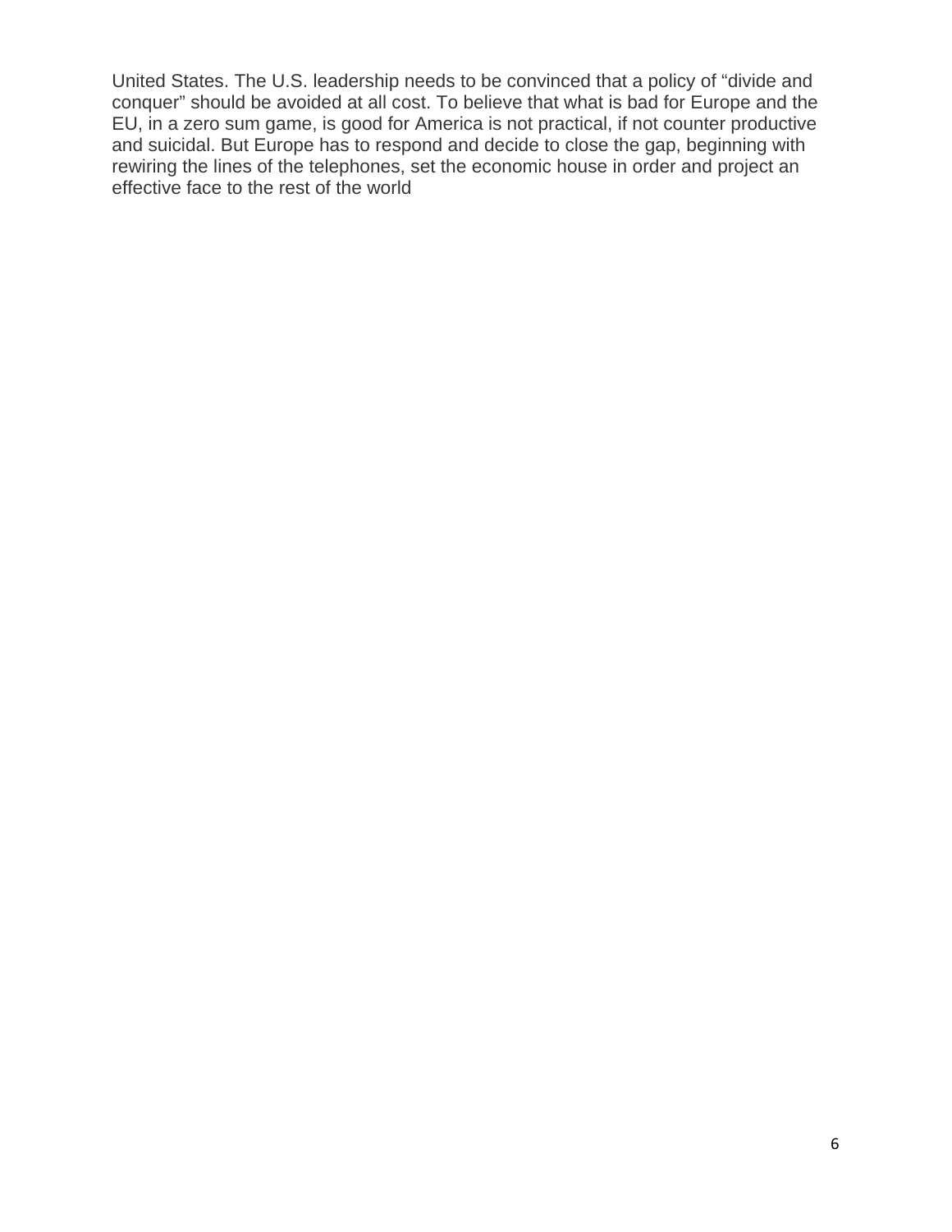United States. The U.S. leadership needs to be convinced that a policy of "divide and conquer" should be avoided at all cost. To believe that what is bad for Europe and the EU, in a zero sum game, is good for America is not practical, if not counter productive and suicidal. But Europe has to respond and decide to close the gap, beginning with rewiring the lines of the telephones, set the economic house in order and project an effective face to the rest of the world